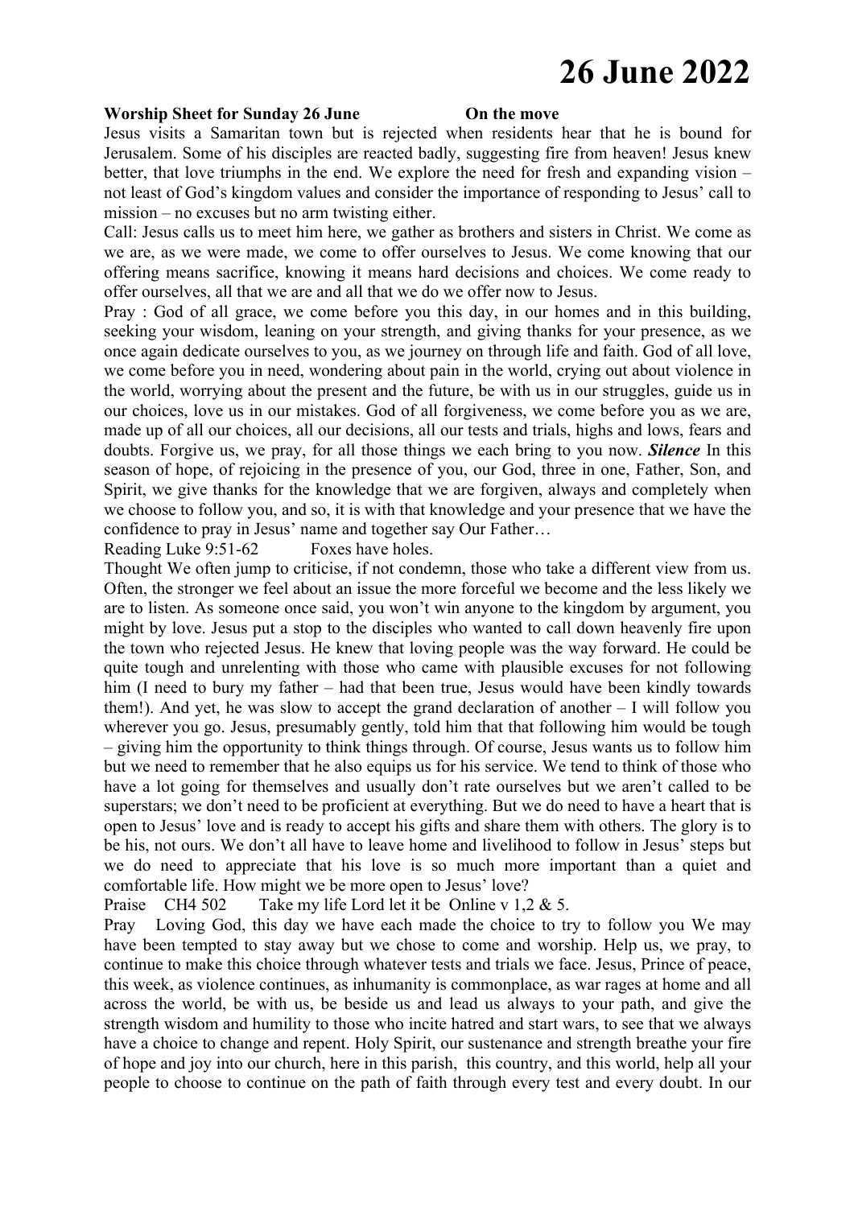# 26 June 2022

**Worship Sheet for Sunday 26 June On the move**

Jesus visits a Samaritan town but is rejected when residents hear that he is bound for Jerusalem. Some of his disciples are reacted badly, suggesting fire from heaven! Jesus knew better, that love triumphs in the end. We explore the need for fresh and expanding vision – not least of God's kingdom values and consider the importance of responding to Jesus' call to mission – no excuses but no arm twisting either.

Call: Jesus calls us to meet him here, we gather as brothers and sisters in Christ. We come as we are, as we were made, we come to offer ourselves to Jesus. We come knowing that our offering means sacrifice, knowing it means hard decisions and choices. We come ready to offer ourselves, all that we are and all that we do we offer now to Jesus.

Pray : God of all grace, we come before you this day, in our homes and in this building, seeking your wisdom, leaning on your strength, and giving thanks for your presence, as we once again dedicate ourselves to you, as we journey on through life and faith. God of all love, we come before you in need, wondering about pain in the world, crying out about violence in the world, worrying about the present and the future, be with us in our struggles, guide us in our choices, love us in our mistakes. God of all forgiveness, we come before you as we are, made up of all our choices, all our decisions, all our tests and trials, highs and lows, fears and doubts. Forgive us, we pray, for all those things we each bring to you now. ***Silence*** In this season of hope, of rejoicing in the presence of you, our God, three in one, Father, Son, and Spirit, we give thanks for the knowledge that we are forgiven, always and completely when we choose to follow you, and so, it is with that knowledge and your presence that we have the confidence to pray in Jesus' name and together say Our Father…

Reading Luke 9:51-62 Foxes have holes.

Thought We often jump to criticise, if not condemn, those who take a different view from us. Often, the stronger we feel about an issue the more forceful we become and the less likely we are to listen. As someone once said, you won't win anyone to the kingdom by argument, you might by love. Jesus put a stop to the disciples who wanted to call down heavenly fire upon the town who rejected Jesus. He knew that loving people was the way forward. He could be quite tough and unrelenting with those who came with plausible excuses for not following him (I need to bury my father – had that been true, Jesus would have been kindly towards them!). And yet, he was slow to accept the grand declaration of another – I will follow you wherever you go. Jesus, presumably gently, told him that that following him would be tough – giving him the opportunity to think things through. Of course, Jesus wants us to follow him but we need to remember that he also equips us for his service. We tend to think of those who have a lot going for themselves and usually don't rate ourselves but we aren't called to be superstars; we don't need to be proficient at everything. But we do need to have a heart that is open to Jesus' love and is ready to accept his gifts and share them with others. The glory is to be his, not ours. We don't all have to leave home and livelihood to follow in Jesus' steps but we do need to appreciate that his love is so much more important than a quiet and comfortable life. How might we be more open to Jesus' love?

Praise CH4 502 Take my life Lord let it be Online v 1,2 & 5.

Pray Loving God, this day we have each made the choice to try to follow you We may have been tempted to stay away but we chose to come and worship. Help us, we pray, to continue to make this choice through whatever tests and trials we face. Jesus, Prince of peace, this week, as violence continues, as inhumanity is commonplace, as war rages at home and all across the world, be with us, be beside us and lead us always to your path, and give the strength wisdom and humility to those who incite hatred and start wars, to see that we always have a choice to change and repent. Holy Spirit, our sustenance and strength breathe your fire of hope and joy into our church, here in this parish, this country, and this world, help all your people to choose to continue on the path of faith through every test and every doubt. In our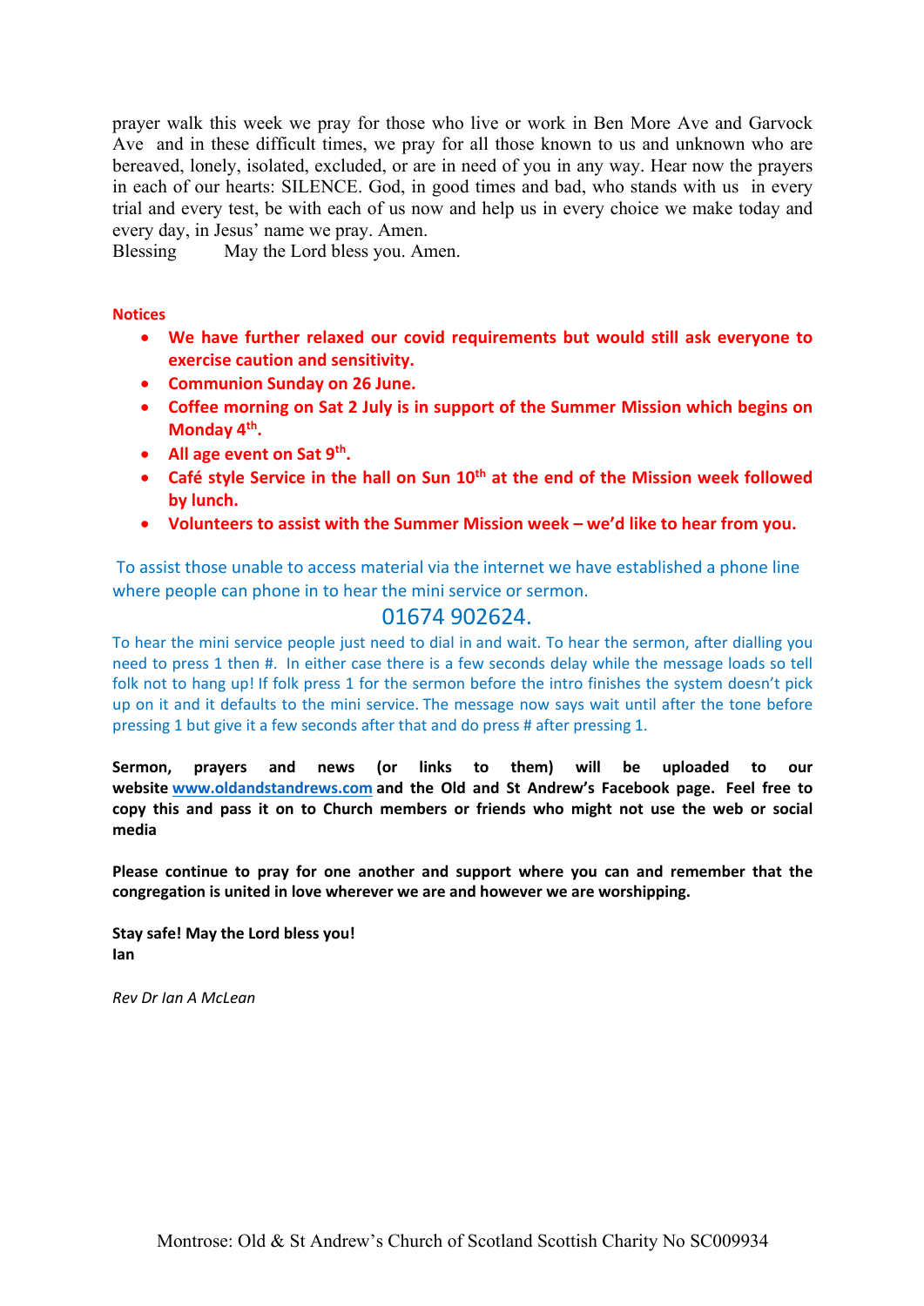prayer walk this week we pray for those who live or work in Ben More Ave and Garvock Ave and in these difficult times, we pray for all those known to us and unknown who are bereaved, lonely, isolated, excluded, or are in need of you in any way. Hear now the prayers in each of our hearts: SILENCE. God, in good times and bad, who stands with us in every trial and every test, be with each of us now and help us in every choice we make today and every day, in Jesus' name we pray. Amen.

Blessing May the Lord bless you. Amen.

**Notices**

- **We have further relaxed our covid requirements but would still ask everyone to exercise caution and sensitivity.**
- **Communion Sunday on 26 June.**
- **Coffee morning on Sat 2 July is in support of the Summer Mission which begins on Monday 4th.**
- **All age event on Sat 9th.**
- **Café style Service in the hall on Sun 10th at the end of the Mission week followed by lunch.**
- **Volunteers to assist with the Summer Mission week – we'd like to hear from you.**

To assist those unable to access material via the internet we have established a phone line where people can phone in to hear the mini service or sermon.

01674 902624.

To hear the mini service people just need to dial in and wait. To hear the sermon, after dialling you need to press 1 then #. In either case there is a few seconds delay while the message loads so tell folk not to hang up! If folk press 1 for the sermon before the intro finishes the system doesn't pick up on it and it defaults to the mini service. The message now says wait until after the tone before pressing 1 but give it a few seconds after that and do press # after pressing 1.

**Sermon, prayers and news (or links to them) will be uploaded to our website www.oldandstandrews.com and the Old and St Andrew's Facebook page. Feel free to copy this and pass it on to Church members or friends who might not use the web or social media**

**Please continue to pray for one another and support where you can and remember that the congregation is united in love wherever we are and however we are worshipping.**

**Stay safe! May the Lord bless you!**
**Ian**

*Rev Dr Ian A McLean*

Montrose: Old & St Andrew's Church of Scotland Scottish Charity No SC009934